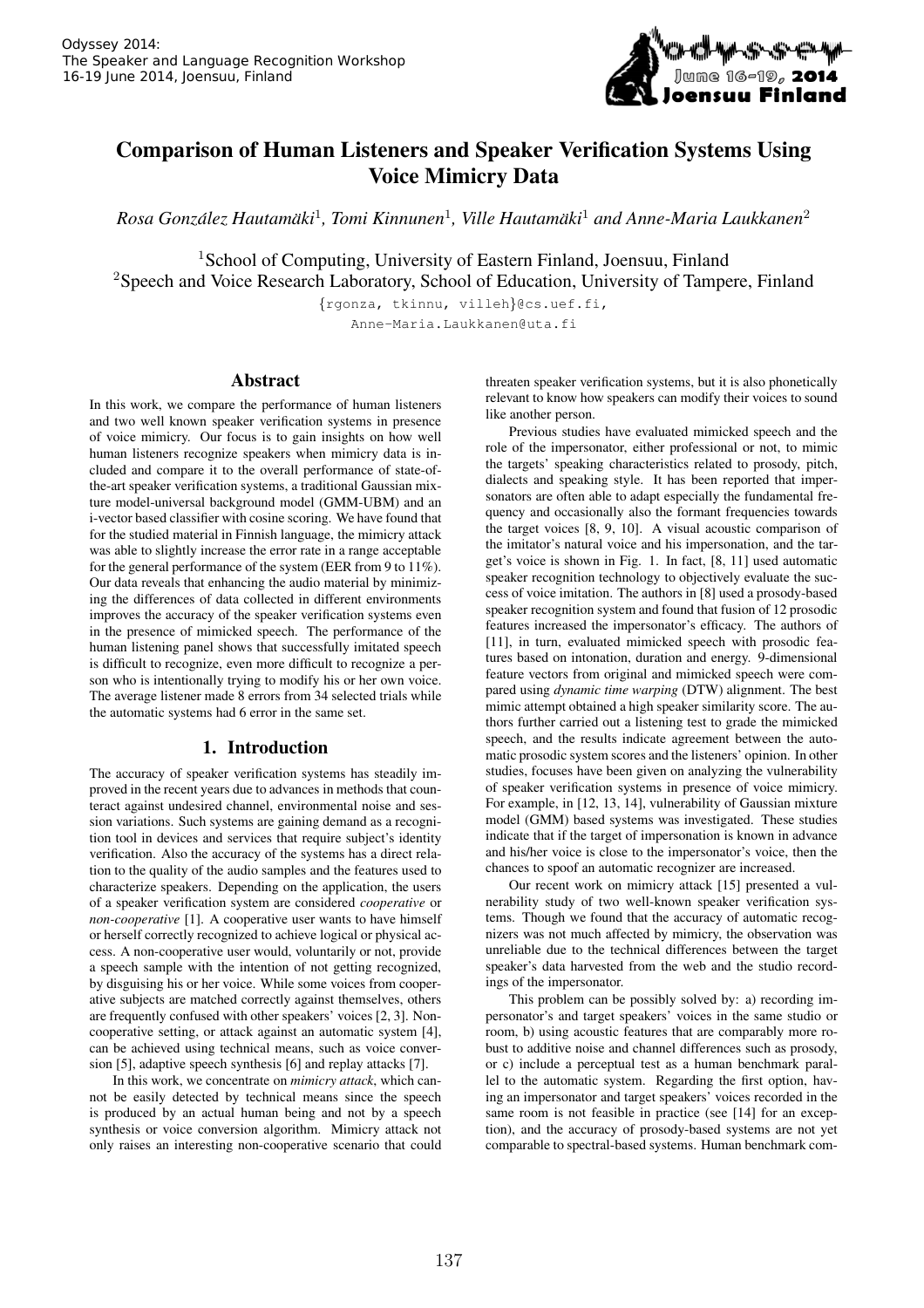# Comparison of Human Listeners and Speaker Verification Systems Using Voice Mimicry Data

*Rosa González Hautamäki*[1], *Tomi Kinnunen*[1], *Ville Hautamäki*[1] *and Anne-Maria Laukkanen*[2]

[1]School of Computing, University of Eastern Finland, Joensuu, Finland
[2]Speech and Voice Research Laboratory, School of Education, University of Tampere, Finland

{rgonza, tkinnu, villeh}@cs.uef.fi, Anne-Maria.Laukkanen@uta.fi

## Abstract

In this work, we compare the performance of human listeners and two well known speaker verification systems in presence of voice mimicry. Our focus is to gain insights on how well human listeners recognize speakers when mimicry data is included and compare it to the overall performance of state-of-the-art speaker verification systems, a traditional Gaussian mixture model-universal background model (GMM-UBM) and an i-vector based classifier with cosine scoring. We have found that for the studied material in Finnish language, the mimicry attack was able to slightly increase the error rate in a range acceptable for the general performance of the system (EER from 9 to 11%). Our data reveals that enhancing the audio material by minimizing the differences of data collected in different environments improves the accuracy of the speaker verification systems even in the presence of mimicked speech. The performance of the human listening panel shows that successfully imitated speech is difficult to recognize, even more difficult to recognize a person who is intentionally trying to modify his or her own voice. The average listener made 8 errors from 34 selected trials while the automatic systems had 6 error in the same set.

## 1. Introduction

The accuracy of speaker verification systems has steadily improved in the recent years due to advances in methods that counteract against undesired channel, environmental noise and session variations. Such systems are gaining demand as a recognition tool in devices and services that require subject's identity verification. Also the accuracy of the systems has a direct relation to the quality of the audio samples and the features used to characterize speakers. Depending on the application, the users of a speaker verification system are considered *cooperative* or *non-cooperative* [1]. A cooperative user wants to have himself or herself correctly recognized to achieve logical or physical access. A non-cooperative user would, voluntarily or not, provide a speech sample with the intention of not getting recognized, by disguising his or her voice. While some voices from cooperative subjects are matched correctly against themselves, others are frequently confused with other speakers' voices [2, 3]. Non-cooperative setting, or attack against an automatic system [4], can be achieved using technical means, such as voice conversion [5], adaptive speech synthesis [6] and replay attacks [7].

In this work, we concentrate on *mimicry attack*, which cannot be easily detected by technical means since the speech is produced by an actual human being and not by a speech synthesis or voice conversion algorithm. Mimicry attack not only raises an interesting non-cooperative scenario that could threaten speaker verification systems, but it is also phonetically relevant to know how speakers can modify their voices to sound like another person.

Previous studies have evaluated mimicked speech and the role of the impersonator, either professional or not, to mimic the targets' speaking characteristics related to prosody, pitch, dialects and speaking style. It has been reported that impersonators are often able to adapt especially the fundamental frequency and occasionally also the formant frequencies towards the target voices [8, 9, 10]. A visual acoustic comparison of the imitator's natural voice and his impersonation, and the target's voice is shown in Fig. 1. In fact, [8, 11] used automatic speaker recognition technology to objectively evaluate the success of voice imitation. The authors in [8] used a prosody-based speaker recognition system and found that fusion of 12 prosodic features increased the impersonator's efficacy. The authors of [11], in turn, evaluated mimicked speech with prosodic features based on intonation, duration and energy. 9-dimensional feature vectors from original and mimicked speech were compared using *dynamic time warping* (DTW) alignment. The best mimic attempt obtained a high speaker similarity score. The authors further carried out a listening test to grade the mimicked speech, and the results indicate agreement between the automatic prosodic system scores and the listeners' opinion. In other studies, focuses have been given on analyzing the vulnerability of speaker verification systems in presence of voice mimicry. For example, in [12, 13, 14], vulnerability of Gaussian mixture model (GMM) based systems was investigated. These studies indicate that if the target of impersonation is known in advance and his/her voice is close to the impersonator's voice, then the chances to spoof an automatic recognizer are increased.

Our recent work on mimicry attack [15] presented a vulnerability study of two well-known speaker verification systems. Though we found that the accuracy of automatic recognizers was not much affected by mimicry, the observation was unreliable due to the technical differences between the target speaker's data harvested from the web and the studio recordings of the impersonator.

This problem can be possibly solved by: a) recording impersonator's and target speakers' voices in the same studio or room, b) using acoustic features that are comparably more robust to additive noise and channel differences such as prosody, or c) include a perceptual test as a human benchmark parallel to the automatic system. Regarding the first option, having an impersonator and target speakers' voices recorded in the same room is not feasible in practice (see [14] for an exception), and the accuracy of prosody-based systems are not yet comparable to spectral-based systems. Human benchmark com-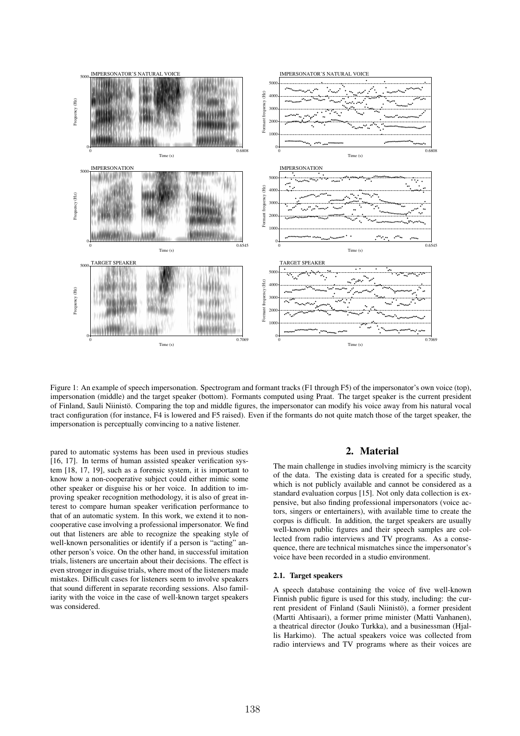Figure 1: An example of speech impersonation. Spectrogram and formant tracks (F1 through F5) of the impersonator's own voice (top), impersonation (middle) and the target speaker (bottom). Formants computed using Praat. The target speaker is the current president of Finland, Sauli Niinistö. Comparing the top and middle figures, the impersonator can modify his voice away from his natural vocal tract configuration (for instance, F4 is lowered and F5 raised). Even if the formants do not quite match those of the target speaker, the impersonation is perceptually convincing to a native listener.

pared to automatic systems has been used in previous studies [16, 17]. In terms of human assisted speaker verification system [18, 17, 19], such as a forensic system, it is important to know how a non-cooperative subject could either mimic some other speaker or disguise his or her voice. In addition to improving speaker recognition methodology, it is also of great interest to compare human speaker verification performance to that of an automatic system. In this work, we extend it to non-cooperative case involving a professional impersonator. We find out that listeners are able to recognize the speaking style of well-known personalities or identify if a person is "acting" another person's voice. On the other hand, in successful imitation trials, listeners are uncertain about their decisions. The effect is even stronger in disguise trials, where most of the listeners made mistakes. Difficult cases for listeners seem to involve speakers that sound different in separate recording sessions. Also familiarity with the voice in the case of well-known target speakers was considered.

## 2. Material

The main challenge in studies involving mimicry is the scarcity of the data. The existing data is created for a specific study, which is not publicly available and cannot be considered as a standard evaluation corpus [15]. Not only data collection is expensive, but also finding professional impersonators (voice actors, singers or entertainers), with available time to create the corpus is difficult. In addition, the target speakers are usually well-known public figures and their speech samples are collected from radio interviews and TV programs. As a consequence, there are technical mismatches since the impersonator's voice have been recorded in a studio environment.

### 2.1. Target speakers

A speech database containing the voice of five well-known Finnish public figure is used for this study, including: the current president of Finland (Sauli Niinistö), a former president (Martti Ahtisaari), a former prime minister (Matti Vanhanen), a theatrical director (Jouko Turkka), and a businessman (Hjallis Harkimo). The actual speakers voice was collected from radio interviews and TV programs where as their voices are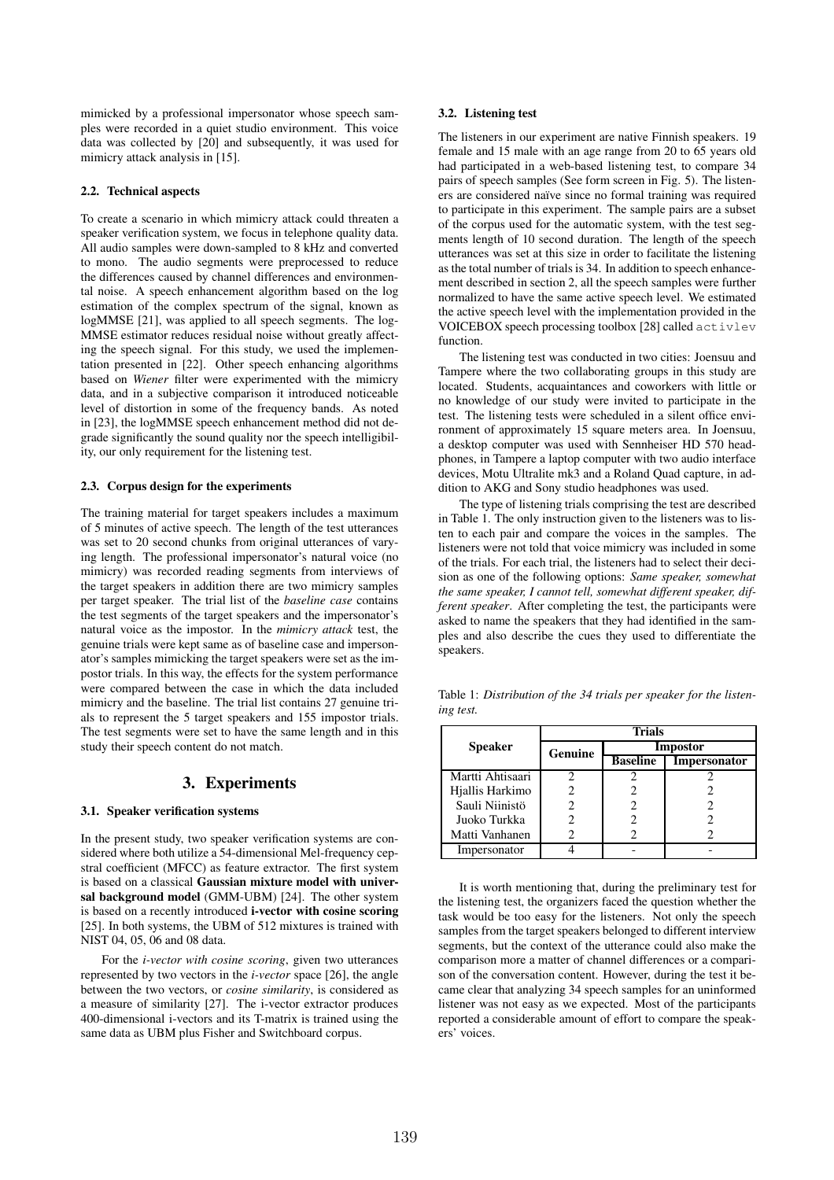mimicked by a professional impersonator whose speech samples were recorded in a quiet studio environment. This voice data was collected by [20] and subsequently, it was used for mimicry attack analysis in [15].

### 2.2. Technical aspects

To create a scenario in which mimicry attack could threaten a speaker verification system, we focus in telephone quality data. All audio samples were down-sampled to 8 kHz and converted to mono. The audio segments were preprocessed to reduce the differences caused by channel differences and environmental noise. A speech enhancement algorithm based on the log estimation of the complex spectrum of the signal, known as logMMSE [21], was applied to all speech segments. The logMMSE estimator reduces residual noise without greatly affecting the speech signal. For this study, we used the implementation presented in [22]. Other speech enhancing algorithms based on *Wiener* filter were experimented with the mimicry data, and in a subjective comparison it introduced noticeable level of distortion in some of the frequency bands. As noted in [23], the logMMSE speech enhancement method did not degrade significantly the sound quality nor the speech intelligibility, our only requirement for the listening test.

### 2.3. Corpus design for the experiments

The training material for target speakers includes a maximum of 5 minutes of active speech. The length of the test utterances was set to 20 second chunks from original utterances of varying length. The professional impersonator's natural voice (no mimicry) was recorded reading segments from interviews of the target speakers in addition there are two mimicry samples per target speaker. The trial list of the *baseline case* contains the test segments of the target speakers and the impersonator's natural voice as the impostor. In the *mimicry attack* test, the genuine trials were kept same as of baseline case and impersonator's samples mimicking the target speakers were set as the impostor trials. In this way, the effects for the system performance were compared between the case in which the data included mimicry and the baseline. The trial list contains 27 genuine trials to represent the 5 target speakers and 155 impostor trials. The test segments were set to have the same length and in this study their speech content do not match.

## 3. Experiments

### 3.1. Speaker verification systems

In the present study, two speaker verification systems are considered where both utilize a 54-dimensional Mel-frequency cepstral coefficient (MFCC) as feature extractor. The first system is based on a classical **Gaussian mixture model with universal background model** (GMM-UBM) [24]. The other system is based on a recently introduced **i-vector with cosine scoring** [25]. In both systems, the UBM of 512 mixtures is trained with NIST 04, 05, 06 and 08 data.

For the *i-vector with cosine scoring*, given two utterances represented by two vectors in the *i-vector* space [26], the angle between the two vectors, or *cosine similarity*, is considered as a measure of similarity [27]. The i-vector extractor produces 400-dimensional i-vectors and its T-matrix is trained using the same data as UBM plus Fisher and Switchboard corpus.

### 3.2. Listening test

The listeners in our experiment are native Finnish speakers. 19 female and 15 male with an age range from 20 to 65 years old had participated in a web-based listening test, to compare 34 pairs of speech samples (See form screen in Fig. 5). The listeners are considered naïve since no formal training was required to participate in this experiment. The sample pairs are a subset of the corpus used for the automatic system, with the test segments length of 10 second duration. The length of the speech utterances was set at this size in order to facilitate the listening as the total number of trials is 34. In addition to speech enhancement described in section 2, all the speech samples were further normalized to have the same active speech level. We estimated the active speech level with the implementation provided in the VOICEBOX speech processing toolbox [28] called `activlev` function.

The listening test was conducted in two cities: Joensuu and Tampere where the two collaborating groups in this study are located. Students, acquaintances and coworkers with little or no knowledge of our study were invited to participate in the test. The listening tests were scheduled in a silent office environment of approximately 15 square meters area. In Joensuu, a desktop computer was used with Sennheiser HD 570 headphones, in Tampere a laptop computer with two audio interface devices, Motu Ultralite mk3 and a Roland Quad capture, in addition to AKG and Sony studio headphones was used.

The type of listening trials comprising the test are described in Table 1. The only instruction given to the listeners was to listen to each pair and compare the voices in the samples. The listeners were not told that voice mimicry was included in some of the trials. For each trial, the listeners had to select their decision as one of the following options: *Same speaker, somewhat the same speaker, I cannot tell, somewhat different speaker, different speaker*. After completing the test, the participants were asked to name the speakers that they had identified in the samples and also describe the cues they used to differentiate the speakers.

Table 1: *Distribution of the 34 trials per speaker for the listening test.*

| Speaker | Trials | | |
|---|---|---|---|
| | Genuine | Impostor | |
| | | Baseline | Impersonator |
| Martti Ahtisaari | 2 | 2 | 2 |
| Hjallis Harkimo | 2 | 2 | 2 |
| Sauli Niinistö | 2 | 2 | 2 |
| Juoko Turkka | 2 | 2 | 2 |
| Matti Vanhanen | 2 | 2 | 2 |
| Impersonator | 4 | - | - |

It is worth mentioning that, during the preliminary test for the listening test, the organizers faced the question whether the task would be too easy for the listeners. Not only the speech samples from the target speakers belonged to different interview segments, but the context of the utterance could also make the comparison more a matter of channel differences or a comparison of the conversation content. However, during the test it became clear that analyzing 34 speech samples for an uninformed listener was not easy as we expected. Most of the participants reported a considerable amount of effort to compare the speakers' voices.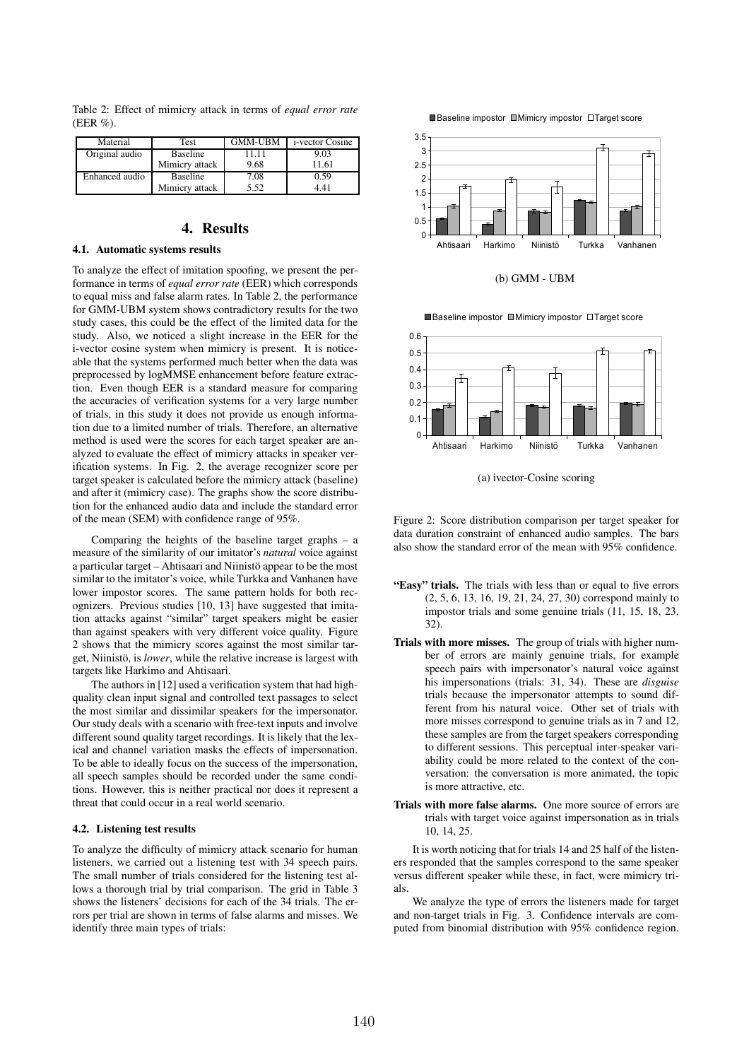Table 2: Effect of mimicry attack in terms of *equal error rate* (EER %).

| Material | Test | GMM-UBM | i-vector Cosine |
|---|---|---|---|
| Original audio | Baseline | 11.11 | 9.03 |
| | Mimicry attack | 9.68 | 11.61 |
| Enhanced audio | Baseline | 7.08 | 0.59 |
| | Mimicry attack | 5.52 | 4.41 |

# 4. Results

### 4.1. Automatic systems results

To analyze the effect of imitation spoofing, we present the performance in terms of *equal error rate* (EER) which corresponds to equal miss and false alarm rates. In Table 2, the performance for GMM-UBM system shows contradictory results for the two study cases, this could be the effect of the limited data for the study. Also, we noticed a slight increase in the EER for the i-vector cosine system when mimicry is present. It is noticeable that the systems performed much better when the data was preprocessed by logMMSE enhancement before feature extraction. Even though EER is a standard measure for comparing the accuracies of verification systems for a very large number of trials, in this study it does not provide us enough information due to a limited number of trials. Therefore, an alternative method is used were the scores for each target speaker are analyzed to evaluate the effect of mimicry attacks in speaker verification systems. In Fig. 2, the average recognizer score per target speaker is calculated before the mimicry attack (baseline) and after it (mimicry case). The graphs show the score distribution for the enhanced audio data and include the standard error of the mean (SEM) with confidence range of 95%.

Comparing the heights of the baseline target graphs – a measure of the similarity of our imitator's *natural* voice against a particular target – Ahtisaari and Niinistö appear to be the most similar to the imitator's voice, while Turkka and Vanhanen have lower impostor scores. The same pattern holds for both recognizers. Previous studies [10, 13] have suggested that imitation attacks against "similar" target speakers might be easier than against speakers with very different voice quality. Figure 2 shows that the mimicry scores against the most similar target, Niinistö, is *lower*, while the relative increase is largest with targets like Harkimo and Ahtisaari.

The authors in [12] used a verification system that had high-quality clean input signal and controlled text passages to select the most similar and dissimilar speakers for the impersonator. Our study deals with a scenario with free-text inputs and involve different sound quality target recordings. It is likely that the lexical and channel variation masks the effects of impersonation. To be able to ideally focus on the success of the impersonation, all speech samples should be recorded under the same conditions. However, this is neither practical nor does it represent a threat that could occur in a real world scenario.

### 4.2. Listening test results

To analyze the difficulty of mimicry attack scenario for human listeners, we carried out a listening test with 34 speech pairs. The small number of trials considered for the listening test allows a thorough trial by trial comparison. The grid in Table 3 shows the listeners' decisions for each of the 34 trials. The errors per trial are shown in terms of false alarms and misses. We identify three main types of trials:

(b) GMM - UBM

(a) ivector-Cosine scoring

Figure 2: Score distribution comparison per target speaker for data duration constraint of enhanced audio samples. The bars also show the standard error of the mean with 95% confidence.

**"Easy" trials.** The trials with less than or equal to five errors (2, 5, 6, 13, 16, 19, 21, 24, 27, 30) correspond mainly to impostor trials and some genuine trials (11, 15, 18, 23, 32).

**Trials with more misses.** The group of trials with higher number of errors are mainly genuine trials, for example speech pairs with impersonator's natural voice against his impersonations (trials: 31, 34). These are *disguise* trials because the impersonator attempts to sound different from his natural voice. Other set of trials with more misses correspond to genuine trials as in 7 and 12, these samples are from the target speakers corresponding to different sessions. This perceptual inter-speaker variability could be more related to the context of the conversation: the conversation is more animated, the topic is more attractive, etc.

**Trials with more false alarms.** One more source of errors are trials with target voice against impersonation as in trials 10, 14, 25.

It is worth noticing that for trials 14 and 25 half of the listeners responded that the samples correspond to the same speaker versus different speaker while these, in fact, were mimicry trials.

We analyze the type of errors the listeners made for target and non-target trials in Fig. 3. Confidence intervals are computed from binomial distribution with 95% confidence region.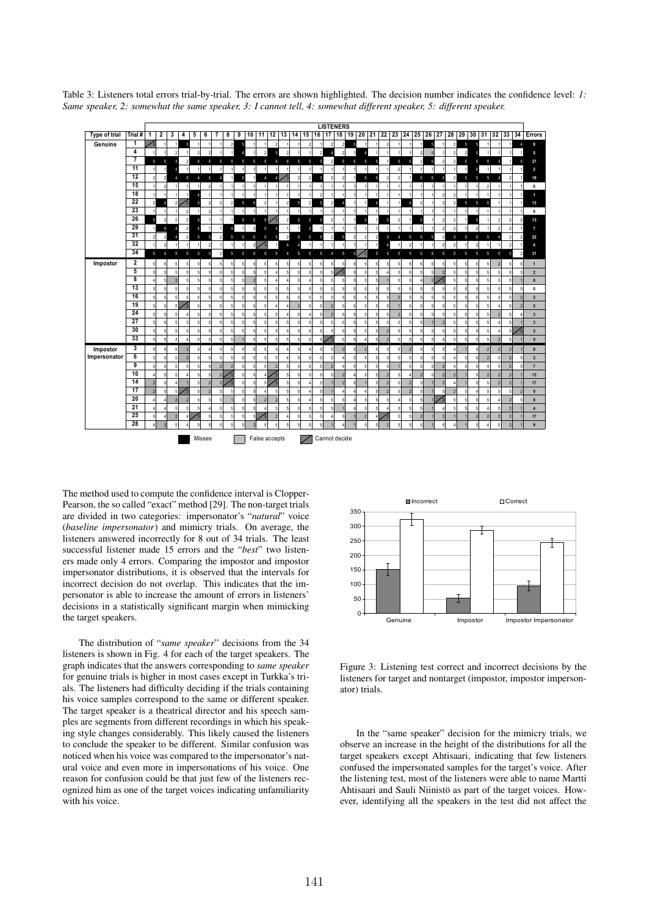Table 3: Listeners total errors trial-by-trial. The errors are shown highlighted. The decision number indicates the confidence level: *1: Same speaker, 2: somewhat the same speaker, 3: I cannot tell, 4: somewhat different speaker, 5: different speaker.*

| Type of trial | Trial # | Errors |
|---|---|---|
| Genuine | 1 | 8 |
| | 4 | 5 |
| | 7 | 27 |
| | 11 | 2 |
| | 12 | 19 |
| | 15 | 0 |
| | 18 | 1 |
| | 22 | 13 |
| | 23 | 0 |
| | 26 | 13 |
| | 29 | 7 |
| | 31 | 22 |
| | 32 | 4 |
| | 34 | 31 |
| Impostor | 2 | 1 |
| | 5 | 2 |
| | 8 | 6 |
| | 13 | 0 |
| | 16 | 2 |
| | 19 | 5 |
| | 24 | 3 |
| | 27 | 3 |
| | 30 | 2 |
| | 33 | 5 |
| Impostor Impersonator | 3 | 9 |
| | 6 | 3 |
| | 9 | 7 |
| | 10 | 13 |
| | 14 | 17 |
| | 17 | 9 |
| | 20 | 8 |
| | 21 | 4 |
| | 25 | 17 |
| | 28 | 9 |

Legend: Misses, False accepts, Cannot decide

The method used to compute the confidence interval is Clopper-Pearson, the so called "exact" method [29]. The non-target trials are divided in two categories: impersonator's "*natural*" voice (*baseline impersonator*) and mimicry trials. On average, the listeners answered incorrectly for 8 out of 34 trials. The least successful listener made 15 errors and the "*best*" two listeners made only 4 errors. Comparing the impostor and impostor impersonator distributions, it is observed that the intervals for incorrect decision do not overlap. This indicates that the impersonator is able to increase the amount of errors in listeners' decisions in a statistically significant margin when mimicking the target speakers.

The distribution of "*same speaker*" decisions from the 34 listeners is shown in Fig. 4 for each of the target speakers. The graph indicates that the answers corresponding to *same speaker* for genuine trials is higher in most cases except in Turkka's trials. The listeners had difficulty deciding if the trials containing his voice samples correspond to the same or different speaker. The target speaker is a theatrical director and his speech samples are segments from different recordings in which his speaking style changes considerably. This likely caused the listeners to conclude the speaker to be different. Similar confusion was noticed when his voice was compared to the impersonator's natural voice and even more in impersonations of his voice. One reason for confusion could be that just few of the listeners recognized him as one of the target voices indicating unfamiliarity with his voice.

Figure 3: Listening test correct and incorrect decisions by the listeners for target and nontarget (impostor, impostor impersonator) trials.

In the "same speaker" decision for the mimicry trials, we observe an increase in the height of the distributions for all the target speakers except Ahtisaari, indicating that few listeners confused the impersonated samples for the target's voice. After the listening test, most of the listeners were able to name Martti Ahtisaari and Sauli Niinistö as part of the target voices. However, identifying all the speakers in the test did not affect the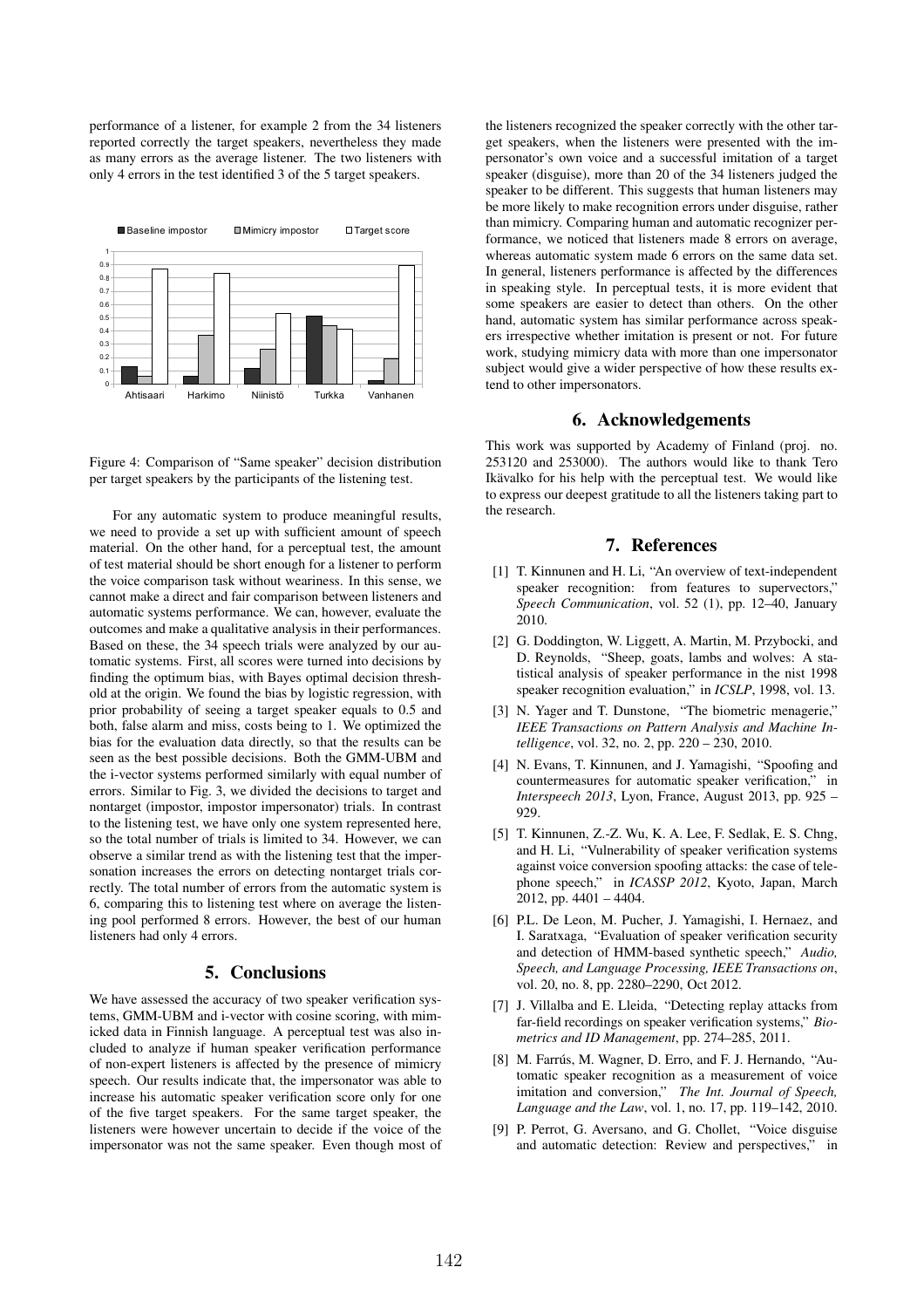performance of a listener, for example 2 from the 34 listeners reported correctly the target speakers, nevertheless they made as many errors as the average listener. The two listeners with only 4 errors in the test identified 3 of the 5 target speakers.

Figure 4: Comparison of "Same speaker" decision distribution per target speakers by the participants of the listening test.

For any automatic system to produce meaningful results, we need to provide a set up with sufficient amount of speech material. On the other hand, for a perceptual test, the amount of test material should be short enough for a listener to perform the voice comparison task without weariness. In this sense, we cannot make a direct and fair comparison between listeners and automatic systems performance. We can, however, evaluate the outcomes and make a qualitative analysis in their performances. Based on these, the 34 speech trials were analyzed by our automatic systems. First, all scores were turned into decisions by finding the optimum bias, with Bayes optimal decision threshold at the origin. We found the bias by logistic regression, with prior probability of seeing a target speaker equals to 0.5 and both, false alarm and miss, costs being to 1. We optimized the bias for the evaluation data directly, so that the results can be seen as the best possible decisions. Both the GMM-UBM and the i-vector systems performed similarly with equal number of errors. Similar to Fig. 3, we divided the decisions to target and nontarget (impostor, impostor impersonator) trials. In contrast to the listening test, we have only one system represented here, so the total number of trials is limited to 34. However, we can observe a similar trend as with the listening test that the impersonation increases the errors on detecting nontarget trials correctly. The total number of errors from the automatic system is 6, comparing this to listening test where on average the listening pool performed 8 errors. However, the best of our human listeners had only 4 errors.

## 5. Conclusions

We have assessed the accuracy of two speaker verification systems, GMM-UBM and i-vector with cosine scoring, with mimicked data in Finnish language. A perceptual test was also included to analyze if human speaker verification performance of non-expert listeners is affected by the presence of mimicry speech. Our results indicate that, the impersonator was able to increase his automatic speaker verification score only for one of the five target speakers. For the same target speaker, the listeners were however uncertain to decide if the voice of the impersonator was not the same speaker. Even though most of the listeners recognized the speaker correctly with the other target speakers, when the listeners were presented with the impersonator's own voice and a successful imitation of a target speaker (disguise), more than 20 of the 34 listeners judged the speaker to be different. This suggests that human listeners may be more likely to make recognition errors under disguise, rather than mimicry. Comparing human and automatic recognizer performance, we noticed that listeners made 8 errors on average, whereas automatic system made 6 errors on the same data set. In general, listeners performance is affected by the differences in speaking style. In perceptual tests, it is more evident that some speakers are easier to detect than others. On the other hand, automatic system has similar performance across speakers irrespective whether imitation is present or not. For future work, studying mimicry data with more than one impersonator subject would give a wider perspective of how these results extend to other impersonators.

## 6. Acknowledgements

This work was supported by Academy of Finland (proj. no. 253120 and 253000). The authors would like to thank Tero Ikävalko for his help with the perceptual test. We would like to express our deepest gratitude to all the listeners taking part to the research.

## 7. References

[1] T. Kinnunen and H. Li, "An overview of text-independent speaker recognition: from features to supervectors," *Speech Communication*, vol. 52 (1), pp. 12–40, January 2010.

[2] G. Doddington, W. Liggett, A. Martin, M. Przybocki, and D. Reynolds, "Sheep, goats, lambs and wolves: A statistical analysis of speaker performance in the nist 1998 speaker recognition evaluation," in *ICSLP*, 1998, vol. 13.

[3] N. Yager and T. Dunstone, "The biometric menagerie," *IEEE Transactions on Pattern Analysis and Machine Intelligence*, vol. 32, no. 2, pp. 220 – 230, 2010.

[4] N. Evans, T. Kinnunen, and J. Yamagishi, "Spoofing and countermeasures for automatic speaker verification," in *Interspeech 2013*, Lyon, France, August 2013, pp. 925 – 929.

[5] T. Kinnunen, Z.-Z. Wu, K. A. Lee, F. Sedlak, E. S. Chng, and H. Li, "Vulnerability of speaker verification systems against voice conversion spoofing attacks: the case of telephone speech," in *ICASSP 2012*, Kyoto, Japan, March 2012, pp. 4401 – 4404.

[6] P.L. De Leon, M. Pucher, J. Yamagishi, I. Hernaez, and I. Saratxaga, "Evaluation of speaker verification security and detection of HMM-based synthetic speech," *Audio, Speech, and Language Processing, IEEE Transactions on*, vol. 20, no. 8, pp. 2280–2290, Oct 2012.

[7] J. Villalba and E. Lleida, "Detecting replay attacks from far-field recordings on speaker verification systems," *Biometrics and ID Management*, pp. 274–285, 2011.

[8] M. Farrús, M. Wagner, D. Erro, and F. J. Hernando, "Automatic speaker recognition as a measurement of voice imitation and conversion," *The Int. Journal of Speech, Language and the Law*, vol. 1, no. 17, pp. 119–142, 2010.

[9] P. Perrot, G. Aversano, and G. Chollet, "Voice disguise and automatic detection: Review and perspectives," in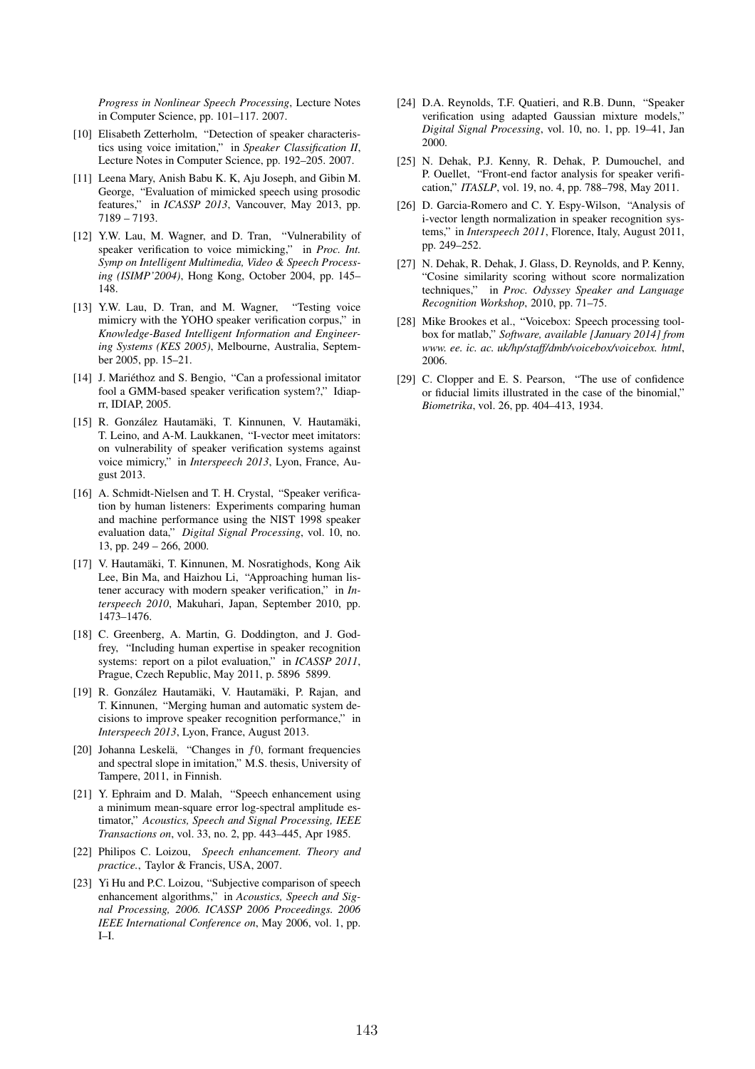*Progress in Nonlinear Speech Processing*, Lecture Notes in Computer Science, pp. 101–117. 2007.

[10] Elisabeth Zetterholm, "Detection of speaker characteristics using voice imitation," in *Speaker Classification II*, Lecture Notes in Computer Science, pp. 192–205. 2007.

[11] Leena Mary, Anish Babu K. K, Aju Joseph, and Gibin M. George, "Evaluation of mimicked speech using prosodic features," in *ICASSP 2013*, Vancouver, May 2013, pp. 7189 – 7193.

[12] Y.W. Lau, M. Wagner, and D. Tran, "Vulnerability of speaker verification to voice mimicking," in *Proc. Int. Symp on Intelligent Multimedia, Video & Speech Processing (ISIMP'2004)*, Hong Kong, October 2004, pp. 145–148.

[13] Y.W. Lau, D. Tran, and M. Wagner, "Testing voice mimicry with the YOHO speaker verification corpus," in *Knowledge-Based Intelligent Information and Engineering Systems (KES 2005)*, Melbourne, Australia, September 2005, pp. 15–21.

[14] J. Mariéthoz and S. Bengio, "Can a professional imitator fool a GMM-based speaker verification system?," Idiap-rr, IDIAP, 2005.

[15] R. González Hautamäki, T. Kinnunen, V. Hautamäki, T. Leino, and A-M. Laukkanen, "I-vector meet imitators: on vulnerability of speaker verification systems against voice mimicry," in *Interspeech 2013*, Lyon, France, August 2013.

[16] A. Schmidt-Nielsen and T. H. Crystal, "Speaker verification by human listeners: Experiments comparing human and machine performance using the NIST 1998 speaker evaluation data," *Digital Signal Processing*, vol. 10, no. 13, pp. 249 – 266, 2000.

[17] V. Hautamäki, T. Kinnunen, M. Nosratighods, Kong Aik Lee, Bin Ma, and Haizhou Li, "Approaching human listener accuracy with modern speaker verification," in *Interspeech 2010*, Makuhari, Japan, September 2010, pp. 1473–1476.

[18] C. Greenberg, A. Martin, G. Doddington, and J. Godfrey, "Including human expertise in speaker recognition systems: report on a pilot evaluation," in *ICASSP 2011*, Prague, Czech Republic, May 2011, p. 5896 5899.

[19] R. González Hautamäki, V. Hautamäki, P. Rajan, and T. Kinnunen, "Merging human and automatic system decisions to improve speaker recognition performance," in *Interspeech 2013*, Lyon, France, August 2013.

[20] Johanna Leskelä, "Changes in $f0$, formant frequencies and spectral slope in imitation," M.S. thesis, University of Tampere, 2011, in Finnish.

[21] Y. Ephraim and D. Malah, "Speech enhancement using a minimum mean-square error log-spectral amplitude estimator," *Acoustics, Speech and Signal Processing, IEEE Transactions on*, vol. 33, no. 2, pp. 443–445, Apr 1985.

[22] Philipos C. Loizou, *Speech enhancement. Theory and practice.*, Taylor & Francis, USA, 2007.

[23] Yi Hu and P.C. Loizou, "Subjective comparison of speech enhancement algorithms," in *Acoustics, Speech and Signal Processing, 2006. ICASSP 2006 Proceedings. 2006 IEEE International Conference on*, May 2006, vol. 1, pp. I–I.

[24] D.A. Reynolds, T.F. Quatieri, and R.B. Dunn, "Speaker verification using adapted Gaussian mixture models," *Digital Signal Processing*, vol. 10, no. 1, pp. 19–41, Jan 2000.

[25] N. Dehak, P.J. Kenny, R. Dehak, P. Dumouchel, and P. Ouellet, "Front-end factor analysis for speaker verification," *ITASLP*, vol. 19, no. 4, pp. 788–798, May 2011.

[26] D. Garcia-Romero and C. Y. Espy-Wilson, "Analysis of i-vector length normalization in speaker recognition systems," in *Interspeech 2011*, Florence, Italy, August 2011, pp. 249–252.

[27] N. Dehak, R. Dehak, J. Glass, D. Reynolds, and P. Kenny, "Cosine similarity scoring without score normalization techniques," in *Proc. Odyssey Speaker and Language Recognition Workshop*, 2010, pp. 71–75.

[28] Mike Brookes et al., "Voicebox: Speech processing toolbox for matlab," *Software, available [January 2014] from www. ee. ic. ac. uk/hp/staff/dmb/voicebox/voicebox. html*, 2006.

[29] C. Clopper and E. S. Pearson, "The use of confidence or fiducial limits illustrated in the case of the binomial," *Biometrika*, vol. 26, pp. 404–413, 1934.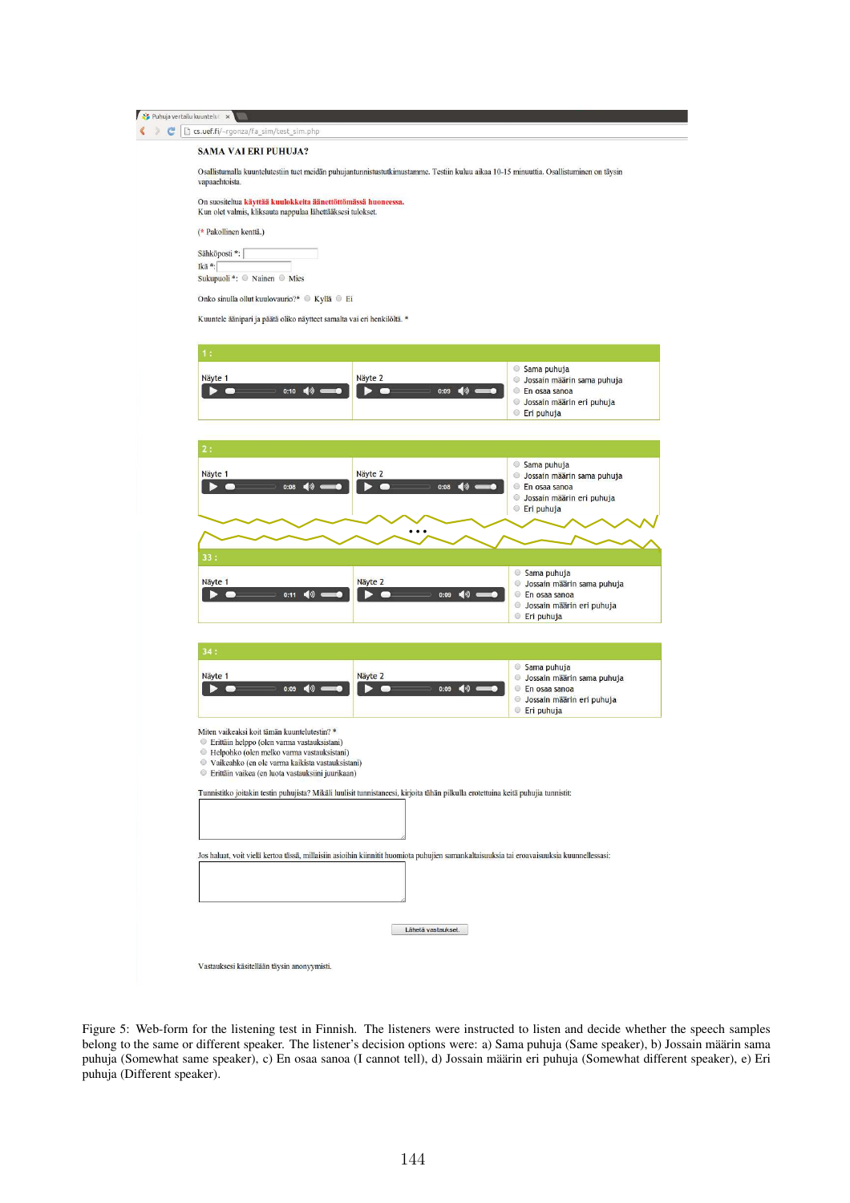SAMA VAI ERI PUHUJA?

Osallistumalla kuuntelutestiin tuet meidän puhujantunnistustutkimustamme. Testiin kuluu aikaa 10-15 minuuttia. Osallistuminen on täysin vapaaehtoista.

On suositeltua **käyttää kuulokkeita äänettömässä huoneessa.**
Kun olet valmis, kliksauta nappulaa lähettääksesi tulokset.

(* Pakollinen kenttä.)

Sähköposti *:
Ikä *:
Sukupuoli *: Nainen Mies

Onko sinulla ollut kuulovaurio?* Kyllä Ei

Kuuntele äänipari ja päätä oliko näytteet samalta vai eri henkilöltä. *

1 :

Näyte 1 0:10 | Näyte 2 0:09

- Sama puhuja
- Jossain määrin sama puhuja
- En osaa sanoa
- Jossain määrin eri puhuja
- Eri puhuja

2 :

Näyte 1 0:08 | Näyte 2 0:08

- Sama puhuja
- Jossain määrin sama puhuja
- En osaa sanoa
- Jossain määrin eri puhuja
- Eri puhuja

...

33 :

Näyte 1 0:11 | Näyte 2 0:09

- Sama puhuja
- Jossain määrin sama puhuja
- En osaa sanoa
- Jossain määrin eri puhuja
- Eri puhuja

34 :

Näyte 1 0:09 | Näyte 2 0:09

- Sama puhuja
- Jossain määrin sama puhuja
- En osaa sanoa
- Jossain määrin eri puhuja
- Eri puhuja

Miten vaikeaksi koit tämän kuuntelutestin? *

- Erittäin helppo (olen varma vastauksistani)
- Helpohko (olen melko varma vastauksistani)
- Vaikeahko (en ole varma kaikista vastauksistani)
- Erittäin vaikea (en luota vastauksiini juurikaan)

Tunnistitko joitakin testin puhujista? Mikäli luulisit tunnistaneesi, kirjoita tähän pilkulla erotettuina keitä puhujia tunnistit:

Jos haluat, voit vielä kertoa tässä, millaisiin asioihin kiinnitit huomiota puhujien samankaltaisuuksia tai eroavaisuuksia kuunnellessasi:

Lähetä vastaukset

Vastauksesi käsitellään täysin anonyymisti.

Figure 5: Web-form for the listening test in Finnish. The listeners were instructed to listen and decide whether the speech samples belong to the same or different speaker. The listener's decision options were: a) Sama puhuja (Same speaker), b) Jossain määrin sama puhuja (Somewhat same speaker), c) En osaa sanoa (I cannot tell), d) Jossain määrin eri puhuja (Somewhat different speaker), e) Eri puhuja (Different speaker).